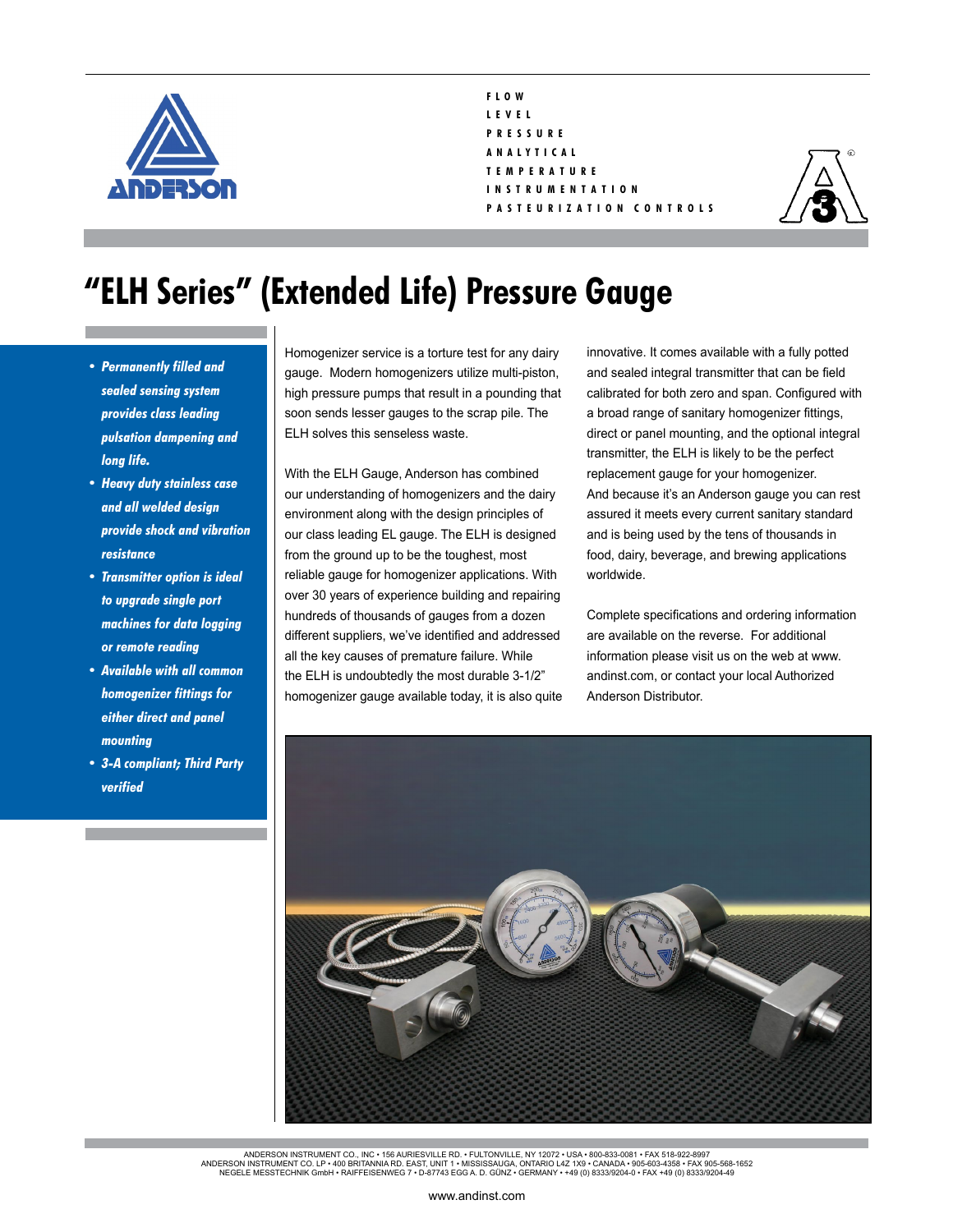FLOW
LEVEL
PRESSURE
ANALYTICAL
TEMPERATURE
INSTRUMENTATION
PASTEURIZATION CONTROLS

# "ELH Series" (Extended Life) Pressure Gauge

- ***Permanently filled and sealed sensing system provides class leading pulsation dampening and long life.***
- ***Heavy duty stainless case and all welded design provide shock and vibration resistance***
- ***Transmitter option is ideal to upgrade single port machines for data logging or remote reading***
- ***Available with all common homogenizer fittings for either direct and panel mounting***
- ***3-A compliant; Third Party verified***

Homogenizer service is a torture test for any dairy gauge. Modern homogenizers utilize multi-piston, high pressure pumps that result in a pounding that soon sends lesser gauges to the scrap pile. The ELH solves this senseless waste.

With the ELH Gauge, Anderson has combined our understanding of homogenizers and the dairy environment along with the design principles of our class leading EL gauge. The ELH is designed from the ground up to be the toughest, most reliable gauge for homogenizer applications. With over 30 years of experience building and repairing hundreds of thousands of gauges from a dozen different suppliers, we've identified and addressed all the key causes of premature failure. While the ELH is undoubtedly the most durable 3-1/2" homogenizer gauge available today, it is also quite innovative. It comes available with a fully potted and sealed integral transmitter that can be field calibrated for both zero and span. Configured with a broad range of sanitary homogenizer fittings, direct or panel mounting, and the optional integral transmitter, the ELH is likely to be the perfect replacement gauge for your homogenizer. And because it's an Anderson gauge you can rest assured it meets every current sanitary standard and is being used by the tens of thousands in food, dairy, beverage, and brewing applications worldwide.

Complete specifications and ordering information are available on the reverse. For additional information please visit us on the web at www.andinst.com, or contact your local Authorized Anderson Distributor.

ANDERSON INSTRUMENT CO., INC • 156 AURIESVILLE RD. • FULTONVILLE, NY 12072 • USA • 800-833-0081 • FAX 518-922-8997
ANDERSON INSTRUMENT CO. LP • 400 BRITANNIA RD. EAST, UNIT 1 • MISSISSAUGA, ONTARIO L4Z 1X9 • CANADA • 905-603-4358 • FAX 905-568-1652
NEGELE MESSTECHNIK GmbH • RAIFFEISENWEG 7 • D-87743 EGG A. D. GÜNZ • GERMANY • +49 (0) 8333/9204-0 • FAX +49 (0) 8333/9204-49

www.andinst.com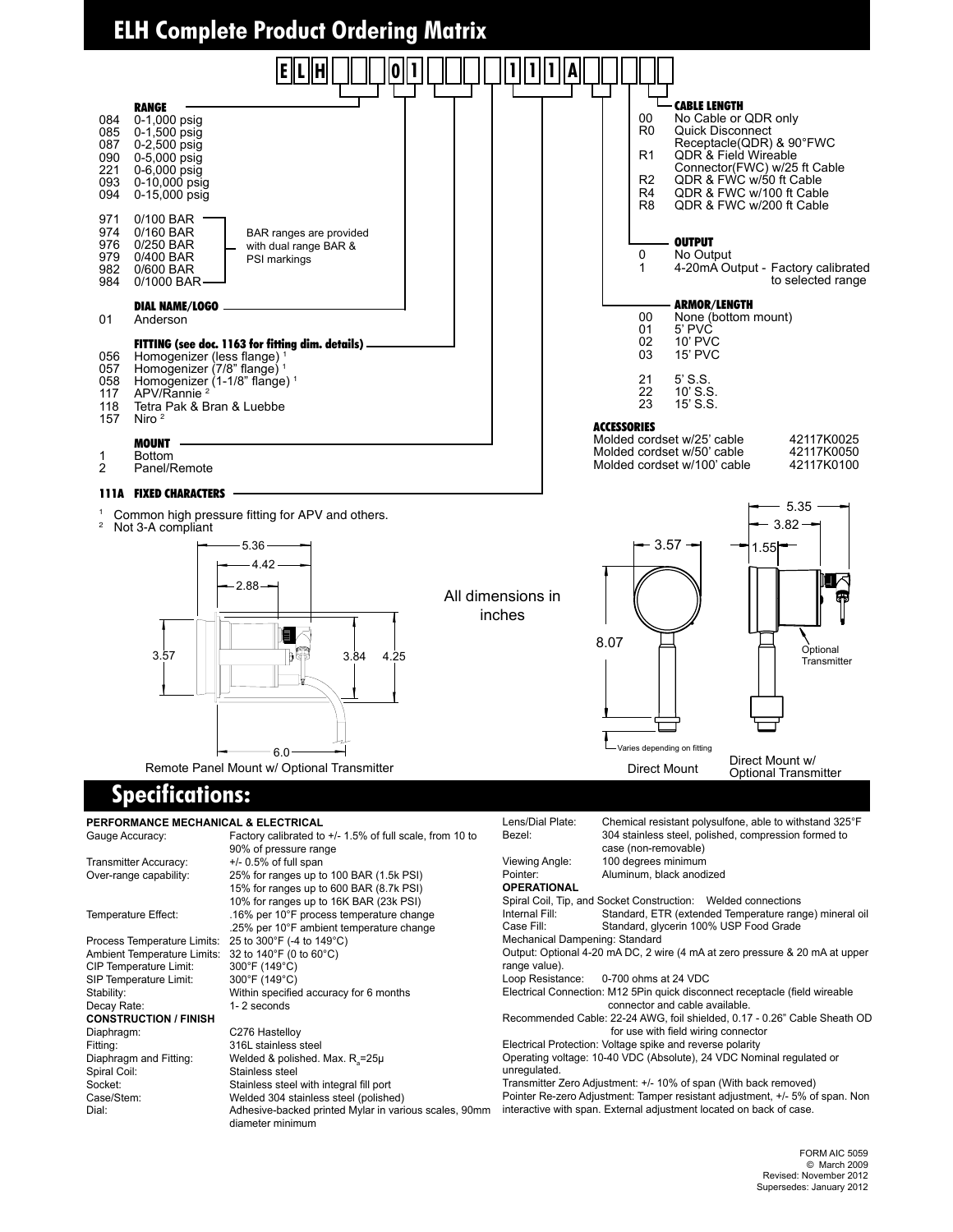# ELH Complete Product Ordering Matrix

E L H [ ][ ][ ] 0 1 [ ][ ][ ] [ ] 1 1 1 A [ ][ ] [ ] [ ][ ]

### RANGE

| | |
|---|---|
| 084 | 0-1,000 psig |
| 085 | 0-1,500 psig |
| 087 | 0-2,500 psig |
| 090 | 0-5,000 psig |
| 221 | 0-6,000 psig |
| 093 | 0-10,000 psig |
| 094 | 0-15,000 psig |
| 971 | 0/100 BAR |
| 974 | 0/160 BAR |
| 976 | 0/250 BAR |
| 979 | 0/400 BAR |
| 982 | 0/600 BAR |
| 984 | 0/1000 BAR |

BAR ranges are provided with dual range BAR & PSI markings

### DIAL NAME/LOGO

01 Anderson

### FITTING (see doc. 1163 for fitting dim. details)

| | |
|---|---|
| 056 | Homogenizer (less flange) [1] |
| 057 | Homogenizer (7/8" flange) [1] |
| 058 | Homogenizer (1-1/8" flange) [1] |
| 117 | APV/Rannie [2] |
| 118 | Tetra Pak & Bran & Luebbe |
| 157 | Niro [2] |

### MOUNT

| | |
|---|---|
| 1 | Bottom |
| 2 | Panel/Remote |

### 111A FIXED CHARACTERS

[1] Common high pressure fitting for APV and others.
[2] Not 3-A compliant

### CABLE LENGTH

| | |
|---|---|
| 00 | No Cable or QDR only |
| R0 | Quick Disconnect Receptacle(QDR) & 90°FWC |
| R1 | QDR & Field Wireable Connector(FWC) w/25 ft Cable |
| R2 | QDR & FWC w/50 ft Cable |
| R4 | QDR & FWC w/100 ft Cable |
| R8 | QDR & FWC w/200 ft Cable |

### OUTPUT

| | |
|---|---|
| 0 | No Output |
| 1 | 4-20mA Output - Factory calibrated to selected range |

### ARMOR/LENGTH

| | |
|---|---|
| 00 | None (bottom mount) |
| 01 | 5' PVC |
| 02 | 10' PVC |
| 03 | 15' PVC |
| 21 | 5' S.S. |
| 22 | 10' S.S. |
| 23 | 15' S.S. |

### ACCESSORIES

| | |
|---|---|
| Molded cordset w/25' cable | 42117K0025 |
| Molded cordset w/50' cable | 42117K0050 |
| Molded cordset w/100' cable | 42117K0100 |

5.36
4.42
2.88
3.57
3.84
4.25
6.0

Remote Panel Mount w/ Optional Transmitter

All dimensions in inches

3.57
8.07
Varies depending on fitting

Direct Mount

5.35
3.82
1.55
Optional Transmitter

Direct Mount w/ Optional Transmitter

# Specifications:

**PERFORMANCE MECHANICAL & ELECTRICAL**

| | |
|---|---|
| Gauge Accuracy: | Factory calibrated to +/- 1.5% of full scale, from 10 to 90% of pressure range |
| Transmitter Accuracy: | +/- 0.5% of full span |
| Over-range capability: | 25% for ranges up to 100 BAR (1.5k PSI)<br>15% for ranges up to 600 BAR (8.7k PSI)<br>10% for ranges up to 16K BAR (23k PSI) |
| Temperature Effect: | .16% per 10°F process temperature change<br>.25% per 10°F ambient temperature change |
| Process Temperature Limits: | 25 to 300°F (-4 to 149°C) |
| Ambient Temperature Limits: | 32 to 140°F (0 to 60°C) |
| CIP Temperature Limit: | 300°F (149°C) |
| SIP Temperature Limit: | 300°F (149°C) |
| Stability: | Within specified accuracy for 6 months |
| Decay Rate: | 1- 2 seconds |

**CONSTRUCTION / FINISH**

| | |
|---|---|
| Diaphragm: | C276 Hastelloy |
| Fitting: | 316L stainless steel |
| Diaphragm and Fitting: | Welded & polished. Max. $R_a$=25μ |
| Spiral Coil: | Stainless steel |
| Socket: | Stainless steel with integral fill port |
| Case/Stem: | Welded 304 stainless steel (polished) |
| Dial: | Adhesive-backed printed Mylar in various scales, 90mm diameter minimum |
| Lens/Dial Plate: | Chemical resistant polysulfone, able to withstand 325°F |
| Bezel: | 304 stainless steel, polished, compression formed to case (non-removable) |
| Viewing Angle: | 100 degrees minimum |
| Pointer: | Aluminum, black anodized |

**OPERATIONAL**

Spiral Coil, Tip, and Socket Construction: Welded connections

Internal Fill: Standard, ETR (extended Temperature range) mineral oil

Case Fill: Standard, glycerin 100% USP Food Grade

Mechanical Dampening: Standard

Output: Optional 4-20 mA DC, 2 wire (4 mA at zero pressure & 20 mA at upper range value).

Loop Resistance: 0-700 ohms at 24 VDC

Electrical Connection: M12 5Pin quick disconnect receptacle (field wireable connector and cable available.

Recommended Cable: 22-24 AWG, foil shielded, 0.17 - 0.26" Cable Sheath OD for use with field wiring connector

Electrical Protection: Voltage spike and reverse polarity

Operating voltage: 10-40 VDC (Absolute), 24 VDC Nominal regulated or unregulated.

Transmitter Zero Adjustment: +/- 10% of span (With back removed)

Pointer Re-zero Adjustment: Tamper resistant adjustment, +/- 5% of span. Non interactive with span. External adjustment located on back of case.

FORM AIC 5059
© March 2009
Revised: November 2012
Supersedes: January 2012